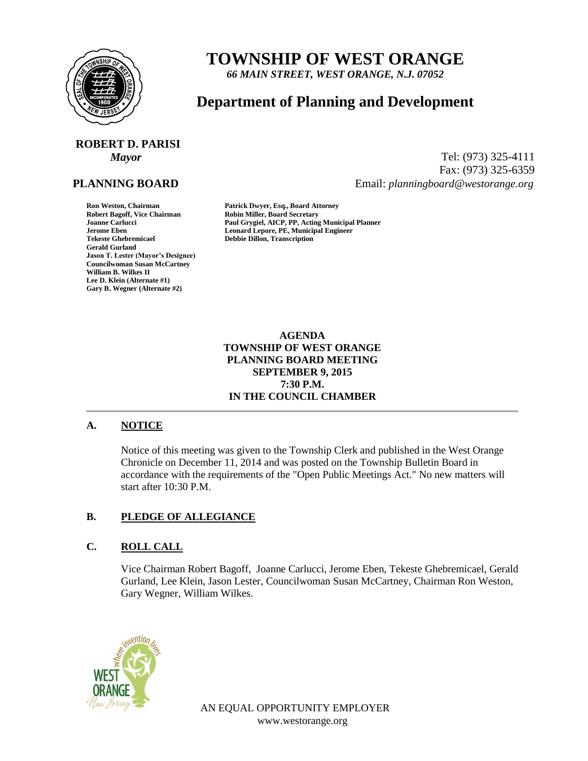# TOWNSHIP OF WEST ORANGE

*66 MAIN STREET, WEST ORANGE, N.J. 07052*

## Department of Planning and Development

**ROBERT D. PARISI**
*Mayor*

Tel: (973) 325-4111
Fax: (973) 325-6359
Email: *planningboard@westorange.org*

**PLANNING BOARD**

**Ron Weston, Chairman**
**Robert Bagoff, Vice Chairman**
**Joanne Carlucci**
**Jerome Eben**
**Tekeste Ghebremicael**
**Gerald Gurland**
**Jason T. Lester (Mayor's Designee)**
**Councilwoman Susan McCartney**
**William B. Wilkes II**
**Lee D. Klein (Alternate #1)**
**Gary B. Wegner (Alternate #2)**

**Patrick Dwyer, Esq., Board Attorney**
**Robin Miller, Board Secretary**
**Paul Grygiel, AICP, PP, Acting Municipal Planner**
**Leonard Lepore, PE, Municipal Engineer**
**Debbie Dillon, Transcription**

**AGENDA**
**TOWNSHIP OF WEST ORANGE**
**PLANNING BOARD MEETING**
**SEPTEMBER 9, 2015**
**7:30 P.M.**
**IN THE COUNCIL CHAMBER**

---

### A. NOTICE

Notice of this meeting was given to the Township Clerk and published in the West Orange Chronicle on December 11, 2014 and was posted on the Township Bulletin Board in accordance with the requirements of the "Open Public Meetings Act." No new matters will start after 10:30 P.M.

### B. PLEDGE OF ALLEGIANCE

### C. ROLL CALL

Vice Chairman Robert Bagoff, Joanne Carlucci, Jerome Eben, Tekeste Ghebremicael, Gerald Gurland, Lee Klein, Jason Lester, Councilwoman Susan McCartney, Chairman Ron Weston, Gary Wegner, William Wilkes.

AN EQUAL OPPORTUNITY EMPLOYER
www.westorange.org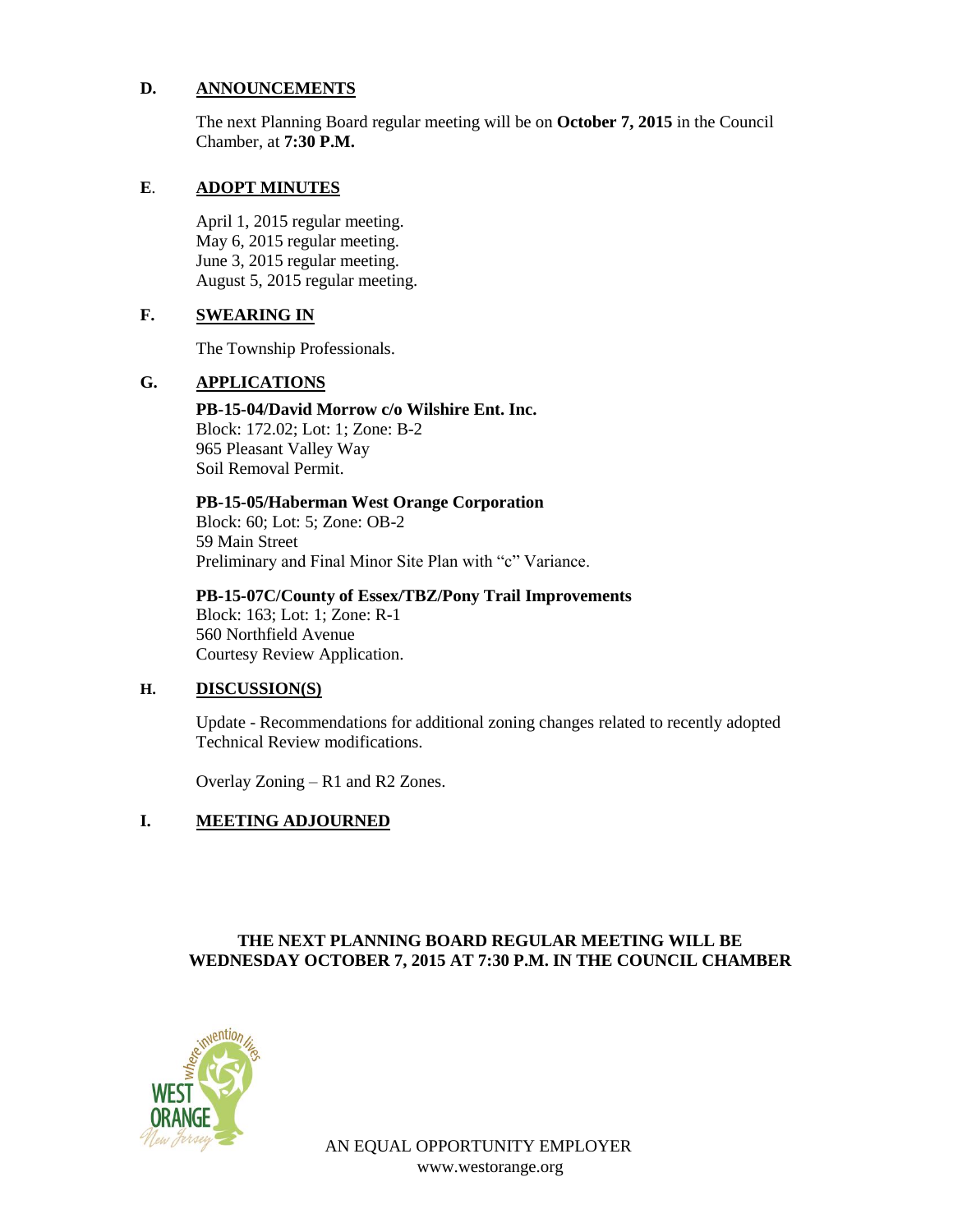## D. ANNOUNCEMENTS

The next Planning Board regular meeting will be on **October 7, 2015** in the Council Chamber, at **7:30 P.M.**

## E. ADOPT MINUTES

April 1, 2015 regular meeting.
May 6, 2015 regular meeting.
June 3, 2015 regular meeting.
August 5, 2015 regular meeting.

## F. SWEARING IN

The Township Professionals.

## G. APPLICATIONS

**PB-15-04/David Morrow c/o Wilshire Ent. Inc.**
Block: 172.02; Lot: 1; Zone: B-2
965 Pleasant Valley Way
Soil Removal Permit.

**PB-15-05/Haberman West Orange Corporation**
Block: 60; Lot: 5; Zone: OB-2
59 Main Street
Preliminary and Final Minor Site Plan with "c" Variance.

**PB-15-07C/County of Essex/TBZ/Pony Trail Improvements**
Block: 163; Lot: 1; Zone: R-1
560 Northfield Avenue
Courtesy Review Application.

## H. DISCUSSION(S)

Update - Recommendations for additional zoning changes related to recently adopted Technical Review modifications.

Overlay Zoning – R1 and R2 Zones.

## I. MEETING ADJOURNED

**THE NEXT PLANNING BOARD REGULAR MEETING WILL BE WEDNESDAY OCTOBER 7, 2015 AT 7:30 P.M. IN THE COUNCIL CHAMBER**

WEST ORANGE New Jersey — where invention lives

AN EQUAL OPPORTUNITY EMPLOYER
www.westorange.org